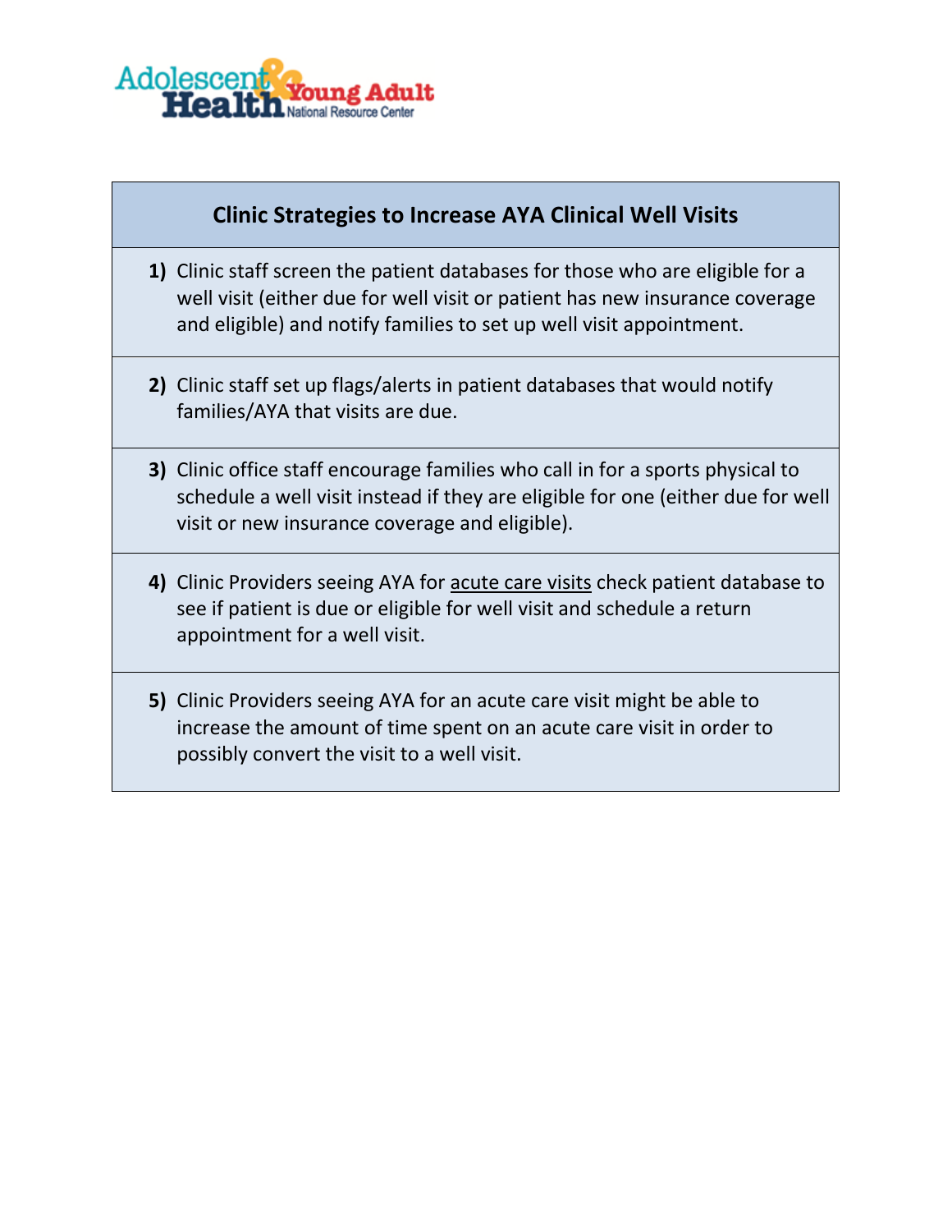Adolescent & Young Adult Health National Resource Center

| Clinic Strategies to Increase AYA Clinical Well Visits |
| --- |
| **1)** Clinic staff screen the patient databases for those who are eligible for a well visit (either due for well visit or patient has new insurance coverage and eligible) and notify families to set up well visit appointment. |
| **2)** Clinic staff set up flags/alerts in patient databases that would notify families/AYA that visits are due. |
| **3)** Clinic office staff encourage families who call in for a sports physical to schedule a well visit instead if they are eligible for one (either due for well visit or new insurance coverage and eligible). |
| **4)** Clinic Providers seeing AYA for <u>acute care visits</u> check patient database to see if patient is due or eligible for well visit and schedule a return appointment for a well visit. |
| **5)** Clinic Providers seeing AYA for an acute care visit might be able to increase the amount of time spent on an acute care visit in order to possibly convert the visit to a well visit. |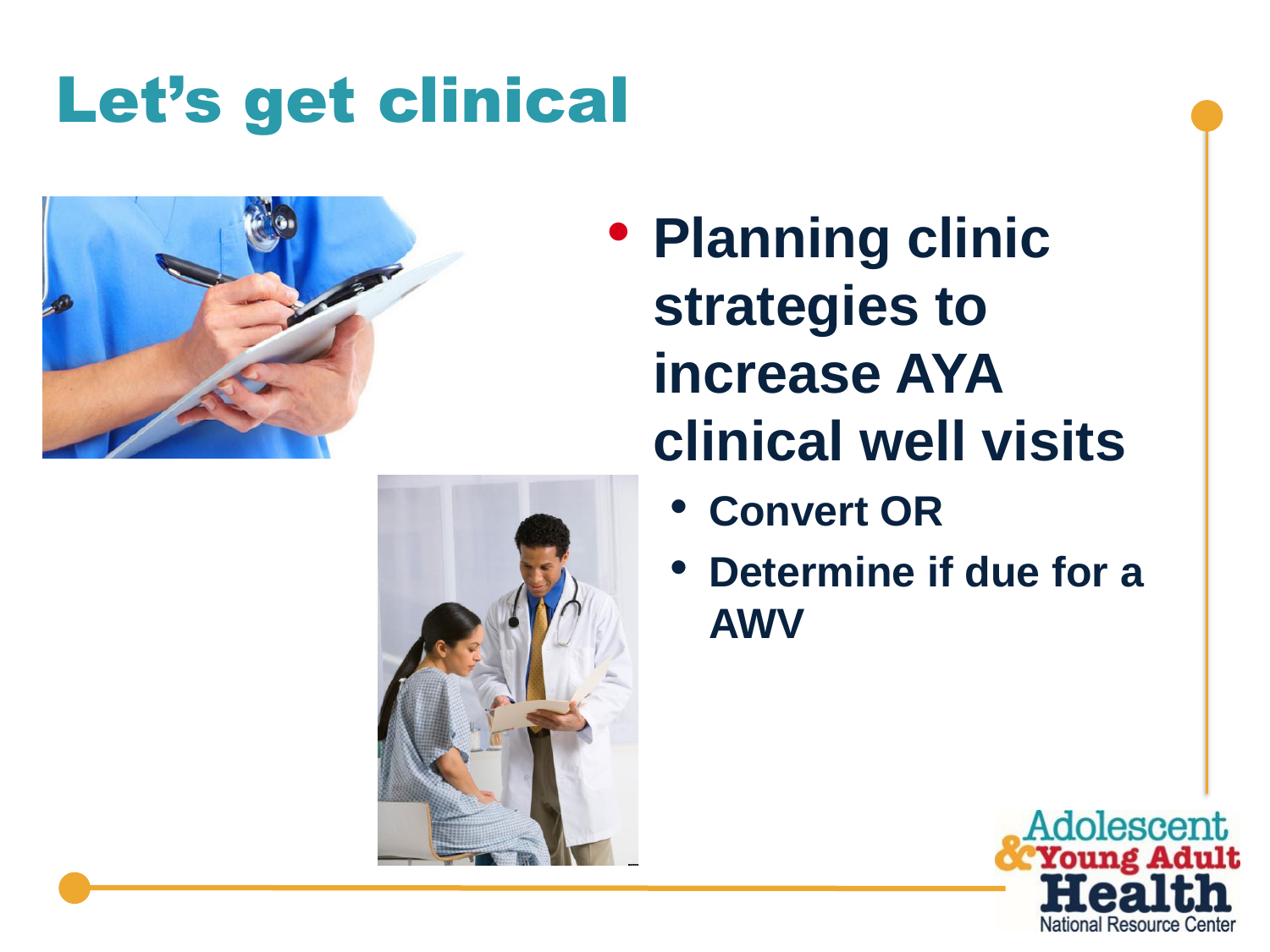# Let's get clinical

- **Planning clinic strategies to increase AYA clinical well visits**
  - **Convert OR**
  - **Determine if due for a AWV**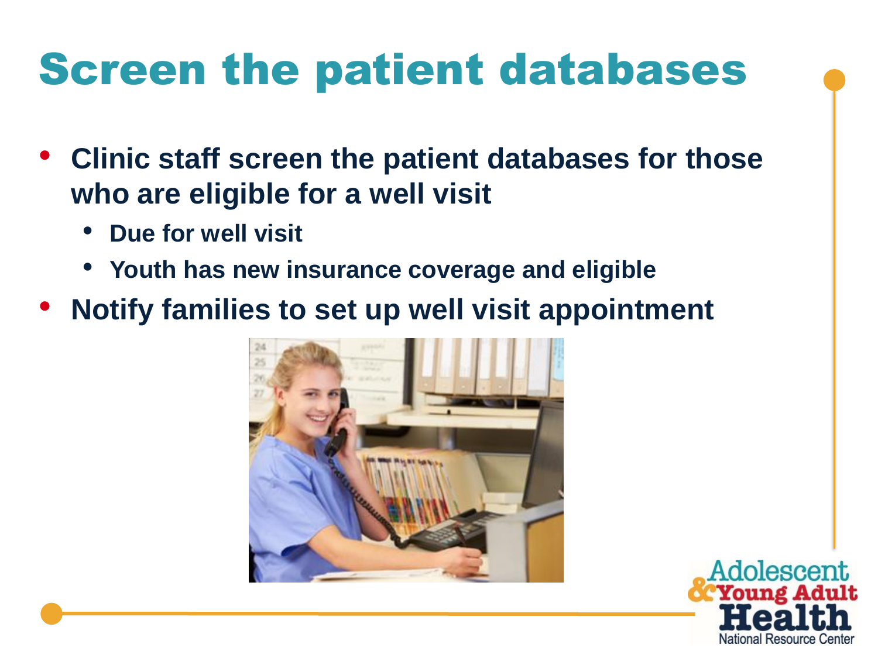# Screen the patient databases

- **Clinic staff screen the patient databases for those who are eligible for a well visit**
  - **Due for well visit**
  - **Youth has new insurance coverage and eligible**
- **Notify families to set up well visit appointment**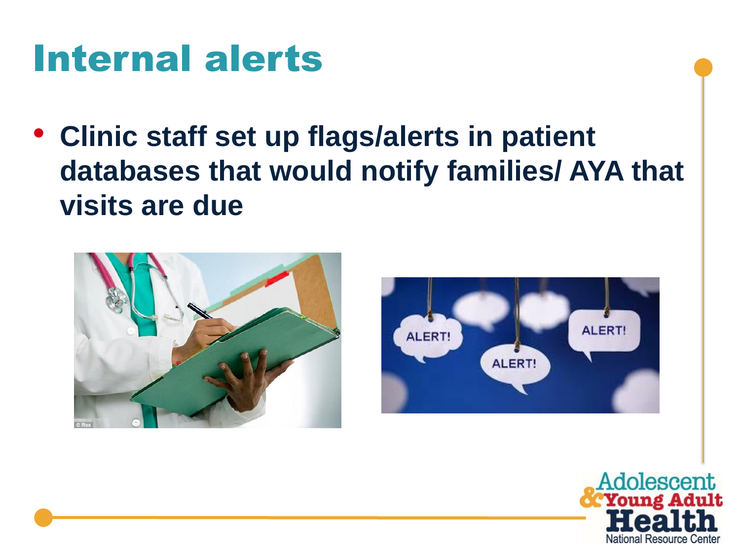# Internal alerts

- **Clinic staff set up flags/alerts in patient databases that would notify families/ AYA that visits are due**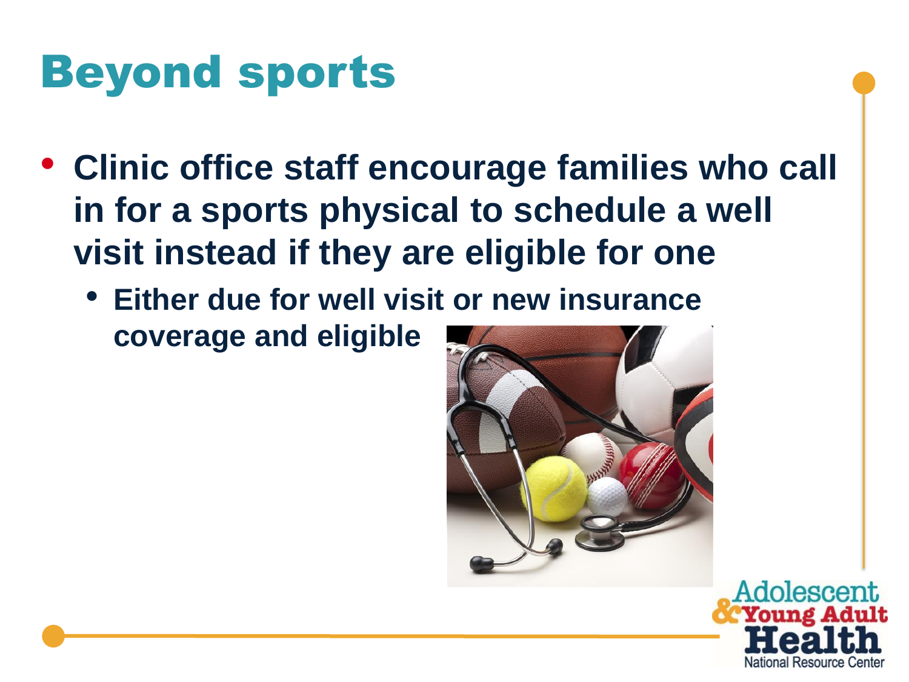# Beyond sports

- **Clinic office staff encourage families who call in for a sports physical to schedule a well visit instead if they are eligible for one**
  - **Either due for well visit or new insurance coverage and eligible**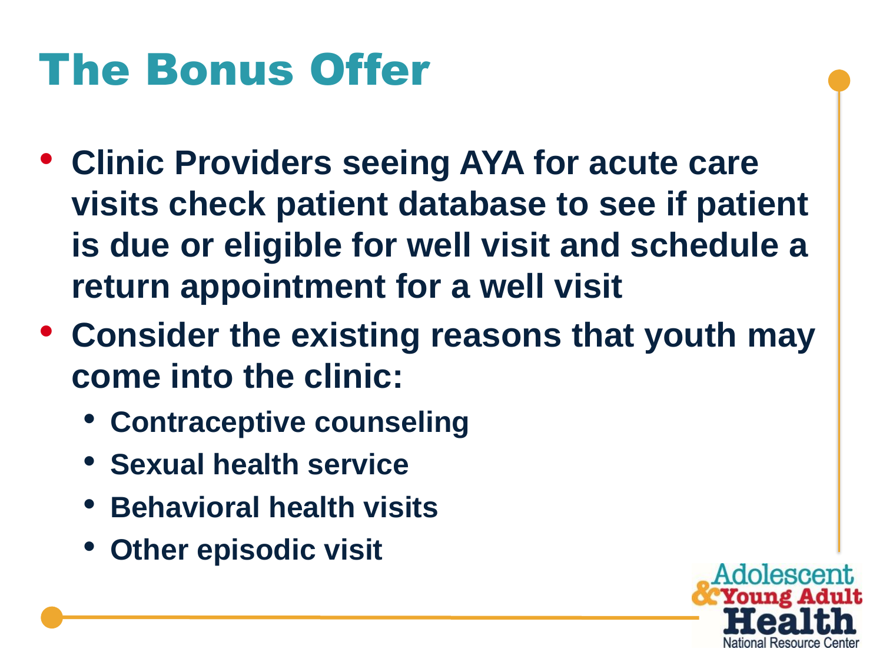# The Bonus Offer

- Clinic Providers seeing AYA for acute care visits check patient database to see if patient is due or eligible for well visit and schedule a return appointment for a well visit
- Consider the existing reasons that youth may come into the clinic:
  - Contraceptive counseling
  - Sexual health service
  - Behavioral health visits
  - Other episodic visit

Adolescent & Young Adult Health National Resource Center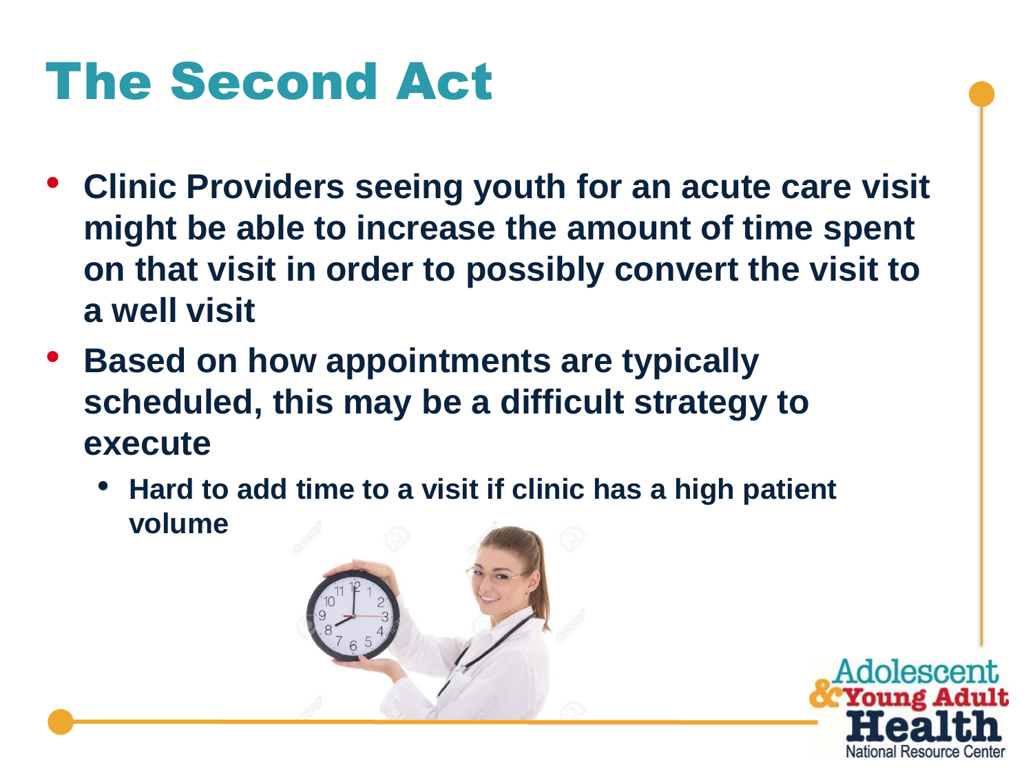# The Second Act

- **Clinic Providers seeing youth for an acute care visit might be able to increase the amount of time spent on that visit in order to possibly convert the visit to a well visit**
- **Based on how appointments are typically scheduled, this may be a difficult strategy to execute**
  - **Hard to add time to a visit if clinic has a high patient volume**